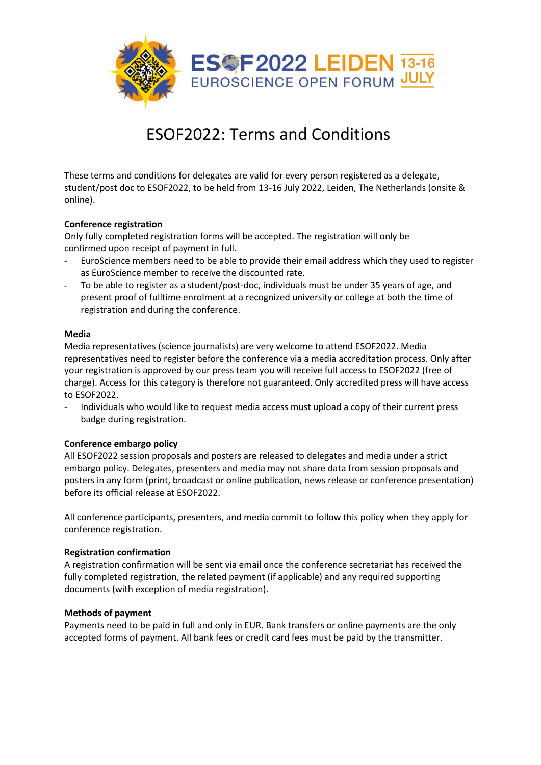ESOF2022 LEIDEN 13-16 JULY
EUROSCIENCE OPEN FORUM

# ESOF2022: Terms and Conditions

These terms and conditions for delegates are valid for every person registered as a delegate, student/post doc to ESOF2022, to be held from 13-16 July 2022, Leiden, The Netherlands (onsite & online).

**Conference registration**

Only fully completed registration forms will be accepted. The registration will only be confirmed upon receipt of payment in full.

- EuroScience members need to be able to provide their email address which they used to register as EuroScience member to receive the discounted rate.
- To be able to register as a student/post-doc, individuals must be under 35 years of age, and present proof of fulltime enrolment at a recognized university or college at both the time of registration and during the conference.

**Media**

Media representatives (science journalists) are very welcome to attend ESOF2022. Media representatives need to register before the conference via a media accreditation process. Only after your registration is approved by our press team you will receive full access to ESOF2022 (free of charge). Access for this category is therefore not guaranteed. Only accredited press will have access to ESOF2022.

- Individuals who would like to request media access must upload a copy of their current press badge during registration.

**Conference embargo policy**

All ESOF2022 session proposals and posters are released to delegates and media under a strict embargo policy. Delegates, presenters and media may not share data from session proposals and posters in any form (print, broadcast or online publication, news release or conference presentation) before its official release at ESOF2022.

All conference participants, presenters, and media commit to follow this policy when they apply for conference registration.

**Registration confirmation**

A registration confirmation will be sent via email once the conference secretariat has received the fully completed registration, the related payment (if applicable) and any required supporting documents (with exception of media registration).

**Methods of payment**

Payments need to be paid in full and only in EUR. Bank transfers or online payments are the only accepted forms of payment. All bank fees or credit card fees must be paid by the transmitter.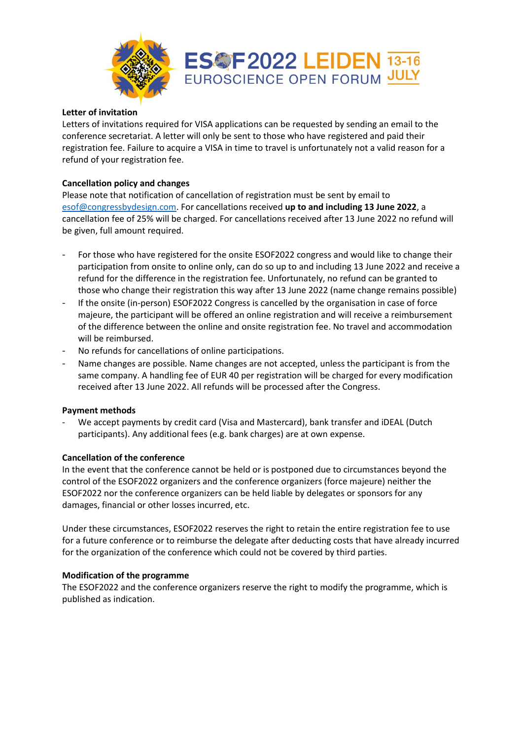## Letter of invitation

Letters of invitations required for VISA applications can be requested by sending an email to the conference secretariat. A letter will only be sent to those who have registered and paid their registration fee. Failure to acquire a VISA in time to travel is unfortunately not a valid reason for a refund of your registration fee.

## Cancellation policy and changes

Please note that notification of cancellation of registration must be sent by email to esof@congressbydesign.com. For cancellations received **up to and including 13 June 2022**, a cancellation fee of 25% will be charged. For cancellations received after 13 June 2022 no refund will be given, full amount required.

- For those who have registered for the onsite ESOF2022 congress and would like to change their participation from onsite to online only, can do so up to and including 13 June 2022 and receive a refund for the difference in the registration fee. Unfortunately, no refund can be granted to those who change their registration this way after 13 June 2022 (name change remains possible)
- If the onsite (in-person) ESOF2022 Congress is cancelled by the organisation in case of force majeure, the participant will be offered an online registration and will receive a reimbursement of the difference between the online and onsite registration fee. No travel and accommodation will be reimbursed.
- No refunds for cancellations of online participations.
- Name changes are possible. Name changes are not accepted, unless the participant is from the same company. A handling fee of EUR 40 per registration will be charged for every modification received after 13 June 2022. All refunds will be processed after the Congress.

## Payment methods

- We accept payments by credit card (Visa and Mastercard), bank transfer and iDEAL (Dutch participants). Any additional fees (e.g. bank charges) are at own expense.

## Cancellation of the conference

In the event that the conference cannot be held or is postponed due to circumstances beyond the control of the ESOF2022 organizers and the conference organizers (force majeure) neither the ESOF2022 nor the conference organizers can be held liable by delegates or sponsors for any damages, financial or other losses incurred, etc.

Under these circumstances, ESOF2022 reserves the right to retain the entire registration fee to use for a future conference or to reimburse the delegate after deducting costs that have already incurred for the organization of the conference which could not be covered by third parties.

## Modification of the programme

The ESOF2022 and the conference organizers reserve the right to modify the programme, which is published as indication.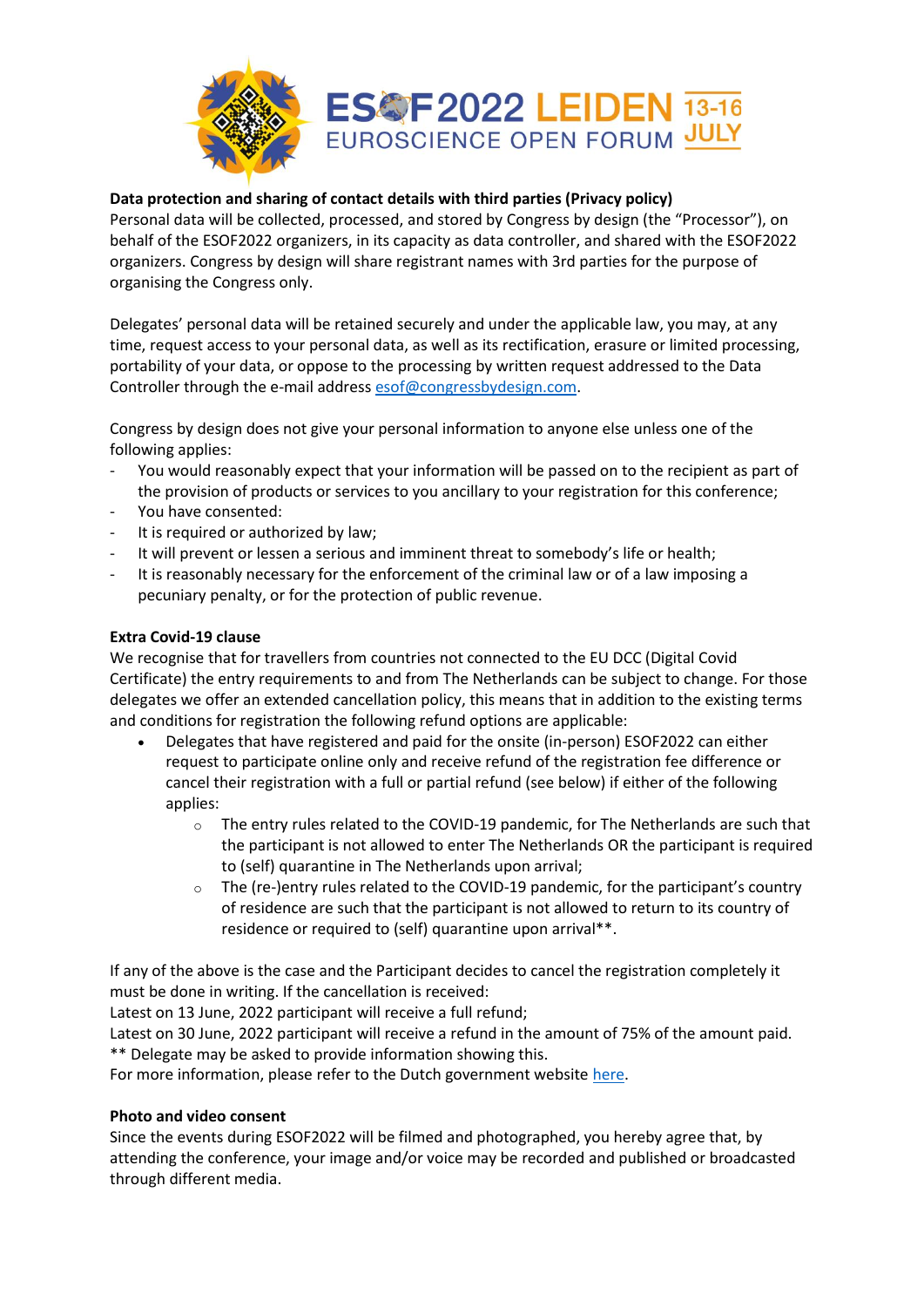**Data protection and sharing of contact details with third parties (Privacy policy)**
Personal data will be collected, processed, and stored by Congress by design (the "Processor"), on behalf of the ESOF2022 organizers, in its capacity as data controller, and shared with the ESOF2022 organizers. Congress by design will share registrant names with 3rd parties for the purpose of organising the Congress only.

Delegates' personal data will be retained securely and under the applicable law, you may, at any time, request access to your personal data, as well as its rectification, erasure or limited processing, portability of your data, or oppose to the processing by written request addressed to the Data Controller through the e-mail address esof@congressbydesign.com.

Congress by design does not give your personal information to anyone else unless one of the following applies:

- You would reasonably expect that your information will be passed on to the recipient as part of the provision of products or services to you ancillary to your registration for this conference;
- You have consented:
- It is required or authorized by law;
- It will prevent or lessen a serious and imminent threat to somebody's life or health;
- It is reasonably necessary for the enforcement of the criminal law or of a law imposing a pecuniary penalty, or for the protection of public revenue.

**Extra Covid-19 clause**
We recognise that for travellers from countries not connected to the EU DCC (Digital Covid Certificate) the entry requirements to and from The Netherlands can be subject to change. For those delegates we offer an extended cancellation policy, this means that in addition to the existing terms and conditions for registration the following refund options are applicable:

- Delegates that have registered and paid for the onsite (in-person) ESOF2022 can either request to participate online only and receive refund of the registration fee difference or cancel their registration with a full or partial refund (see below) if either of the following applies:
    - The entry rules related to the COVID-19 pandemic, for The Netherlands are such that the participant is not allowed to enter The Netherlands OR the participant is required to (self) quarantine in The Netherlands upon arrival;
    - The (re-)entry rules related to the COVID-19 pandemic, for the participant's country of residence are such that the participant is not allowed to return to its country of residence or required to (self) quarantine upon arrival**.

If any of the above is the case and the Participant decides to cancel the registration completely it must be done in writing. If the cancellation is received:
Latest on 13 June, 2022 participant will receive a full refund;
Latest on 30 June, 2022 participant will receive a refund in the amount of 75% of the amount paid.
** Delegate may be asked to provide information showing this.
For more information, please refer to the Dutch government website here.

**Photo and video consent**
Since the events during ESOF2022 will be filmed and photographed, you hereby agree that, by attending the conference, your image and/or voice may be recorded and published or broadcasted through different media.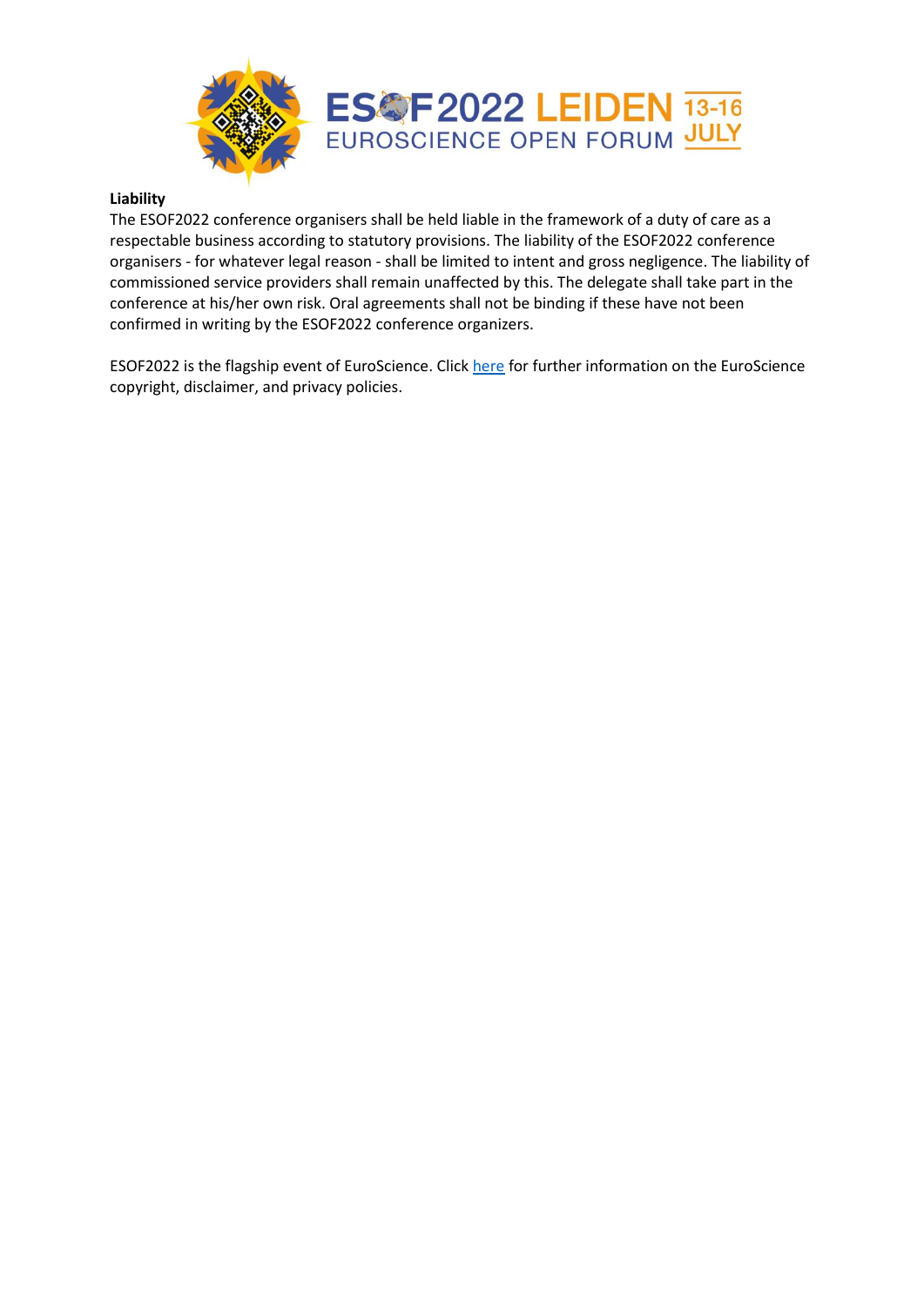**Liability**

The ESOF2022 conference organisers shall be held liable in the framework of a duty of care as a respectable business according to statutory provisions. The liability of the ESOF2022 conference organisers - for whatever legal reason - shall be limited to intent and gross negligence. The liability of commissioned service providers shall remain unaffected by this. The delegate shall take part in the conference at his/her own risk. Oral agreements shall not be binding if these have not been confirmed in writing by the ESOF2022 conference organizers.

ESOF2022 is the flagship event of EuroScience. Click here for further information on the EuroScience copyright, disclaimer, and privacy policies.